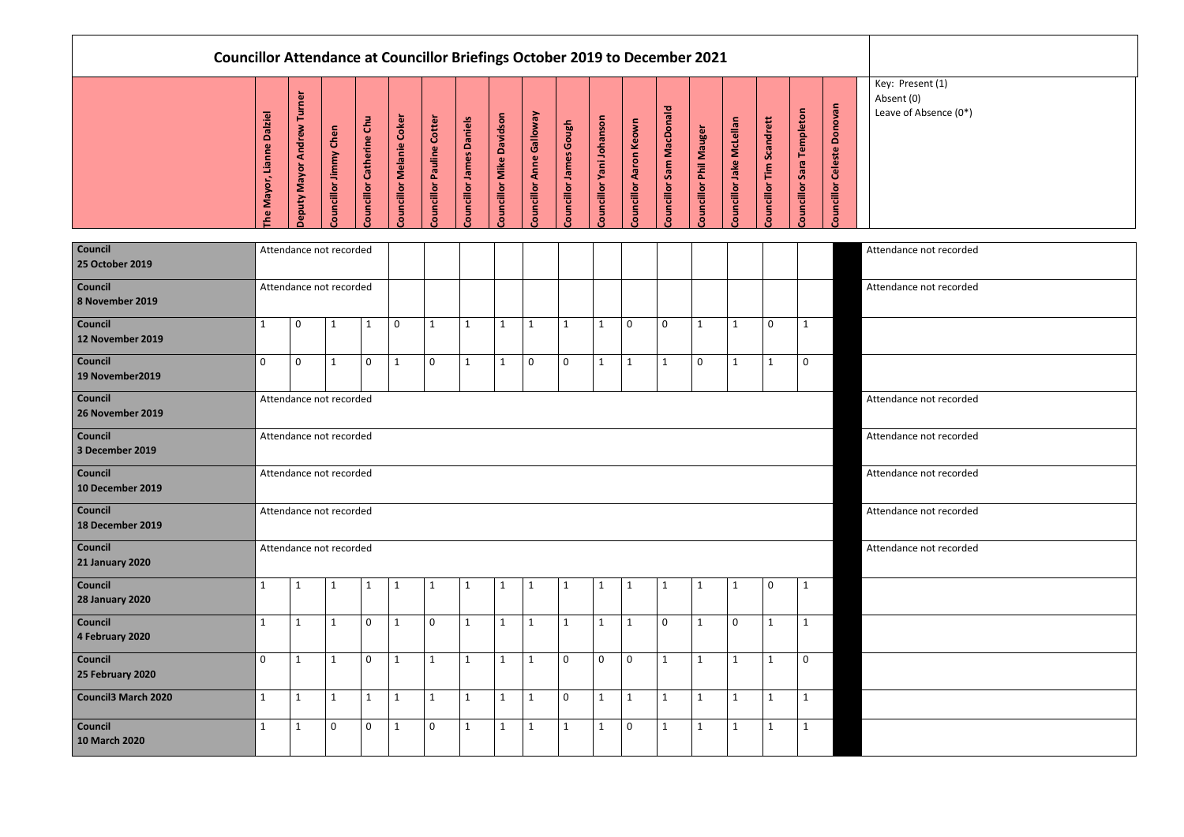# Councillor Attendance at Councillor Briefings October 2019 to December 2021

Key: Present (1)
Absent (0)
Leave of Absence (0*)

| | The Mayor, Lianne Dalziel | Deputy Mayor Andrew Turner | Councillor Jimmy Chen | Councillor Catherine Chu | Councillor Melanie Coker | Councillor Pauline Cotter | Councillor James Daniels | Councillor Mike Davidson | Councillor Anne Galloway | Councillor James Gough | Councillor Yani Johanson | Councillor Aaron Keown | Councillor Sam MacDonald | Councillor Phil Mauger | Councillor Jake McLellan | Councillor Tim Scandrett | Councillor Sara Templeton | Councillor Celeste Donovan | |
|---|---|---|---|---|---|---|---|---|---|---|---|---|---|---|---|---|---|---|---|
| **Council 25 October 2019** | Attendance not recorded | | | | | | | | | | | | | | | | | | Attendance not recorded |
| **Council 8 November 2019** | Attendance not recorded | | | | | | | | | | | | | | | | | | Attendance not recorded |
| **Council 12 November 2019** | 1 | 0 | 1 | 1 | 0 | 1 | 1 | 1 | 1 | 1 | 1 | 0 | 0 | 1 | 1 | 0 | 1 | | |
| **Council 19 November2019** | 0 | 0 | 1 | 0 | 1 | 0 | 1 | 1 | 0 | 0 | 1 | 1 | 1 | 0 | 1 | 1 | 0 | | |
| **Council 26 November 2019** | Attendance not recorded | | | | | | | | | | | | | | | | | | Attendance not recorded |
| **Council 3 December 2019** | Attendance not recorded | | | | | | | | | | | | | | | | | | Attendance not recorded |
| **Council 10 December 2019** | Attendance not recorded | | | | | | | | | | | | | | | | | | Attendance not recorded |
| **Council 18 December 2019** | Attendance not recorded | | | | | | | | | | | | | | | | | | Attendance not recorded |
| **Council 21 January 2020** | Attendance not recorded | | | | | | | | | | | | | | | | | | Attendance not recorded |
| **Council 28 January 2020** | 1 | 1 | 1 | 1 | 1 | 1 | 1 | 1 | 1 | 1 | 1 | 1 | 1 | 1 | 1 | 0 | 1 | | |
| **Council 4 February 2020** | 1 | 1 | 1 | 0 | 1 | 0 | 1 | 1 | 1 | 1 | 1 | 1 | 0 | 1 | 0 | 1 | 1 | | |
| **Council 25 February 2020** | 0 | 1 | 1 | 0 | 1 | 1 | 1 | 1 | 1 | 0 | 0 | 0 | 1 | 1 | 1 | 1 | 0 | | |
| **Council3 March 2020** | 1 | 1 | 1 | 1 | 1 | 1 | 1 | 1 | 1 | 0 | 1 | 1 | 1 | 1 | 1 | 1 | 1 | | |
| **Council 10 March 2020** | 1 | 1 | 0 | 0 | 1 | 0 | 1 | 1 | 1 | 1 | 1 | 0 | 1 | 1 | 1 | 1 | 1 | | |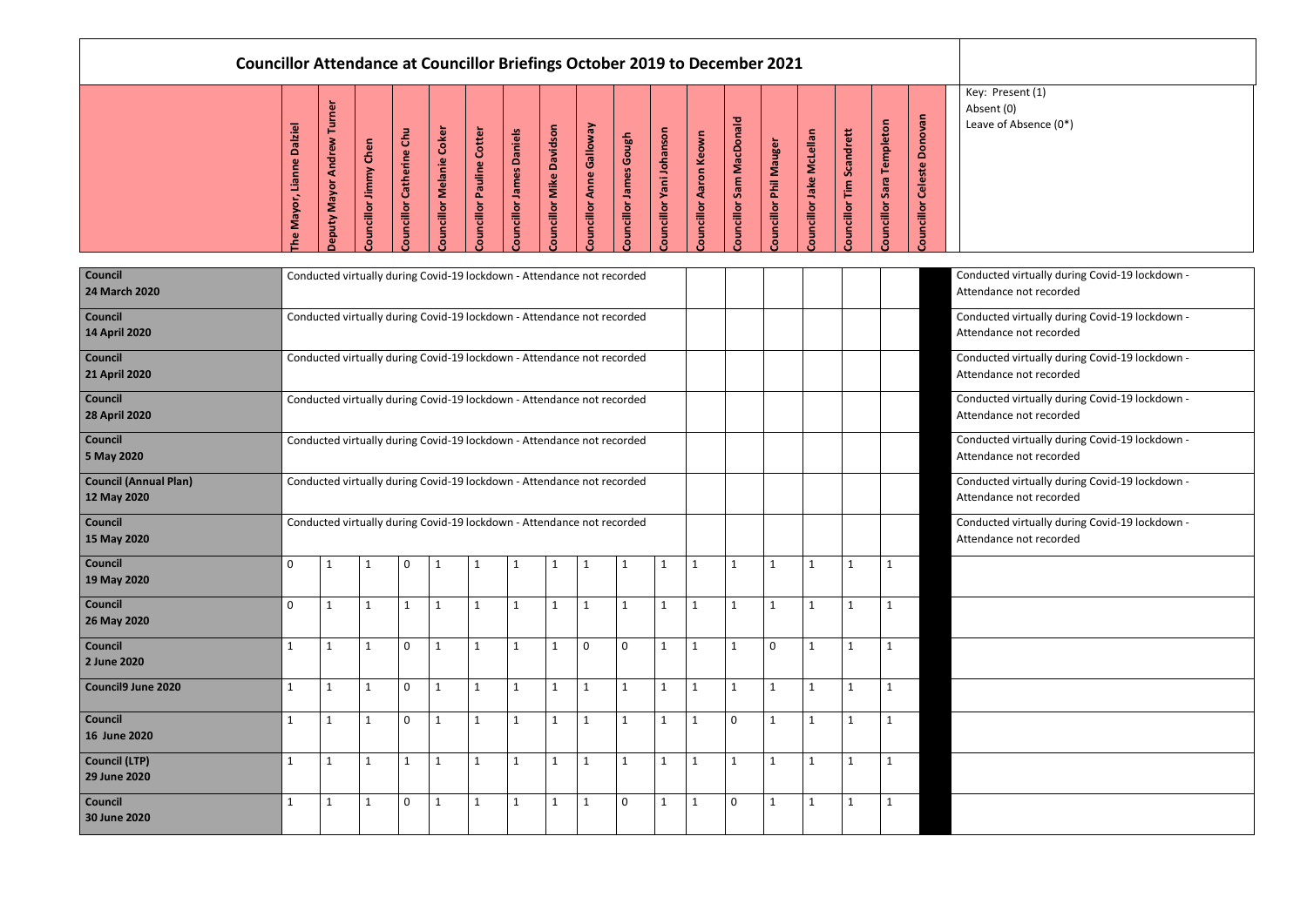# Councillor Attendance at Councillor Briefings October 2019 to December 2021

Key: Present (1)
Absent (0)
Leave of Absence (0*)

| | The Mayor, Lianne Dalziel | Deputy Mayor Andrew Turner | Councillor Jimmy Chen | Councillor Catherine Chu | Councillor Melanie Coker | Councillor Pauline Cotter | Councillor James Daniels | Councillor Mike Davidson | Councillor Anne Galloway | Councillor James Gough | Councillor Yani Johanson | Councillor Aaron Keown | Councillor Sam MacDonald | Councillor Phil Mauger | Councillor Jake McLellan | Councillor Tim Scandrett | Councillor Sara Templeton | Councillor Celeste Donovan | |
|---|---|---|---|---|---|---|---|---|---|---|---|---|---|---|---|---|---|---|---|
| **Council 24 March 2020** | Conducted virtually during Covid-19 lockdown - Attendance not recorded | | | | | | | | | | | | | | | | | | Conducted virtually during Covid-19 lockdown - Attendance not recorded |
| **Council 14 April 2020** | Conducted virtually during Covid-19 lockdown - Attendance not recorded | | | | | | | | | | | | | | | | | | Conducted virtually during Covid-19 lockdown - Attendance not recorded |
| **Council 21 April 2020** | Conducted virtually during Covid-19 lockdown - Attendance not recorded | | | | | | | | | | | | | | | | | | Conducted virtually during Covid-19 lockdown - Attendance not recorded |
| **Council 28 April 2020** | Conducted virtually during Covid-19 lockdown - Attendance not recorded | | | | | | | | | | | | | | | | | | Conducted virtually during Covid-19 lockdown - Attendance not recorded |
| **Council 5 May 2020** | Conducted virtually during Covid-19 lockdown - Attendance not recorded | | | | | | | | | | | | | | | | | | Conducted virtually during Covid-19 lockdown - Attendance not recorded |
| **Council (Annual Plan) 12 May 2020** | Conducted virtually during Covid-19 lockdown - Attendance not recorded | | | | | | | | | | | | | | | | | | Conducted virtually during Covid-19 lockdown - Attendance not recorded |
| **Council 15 May 2020** | Conducted virtually during Covid-19 lockdown - Attendance not recorded | | | | | | | | | | | | | | | | | | Conducted virtually during Covid-19 lockdown - Attendance not recorded |
| **Council 19 May 2020** | 0 | 1 | 1 | 0 | 1 | 1 | 1 | 1 | 1 | 1 | 1 | 1 | 1 | 1 | 1 | 1 | 1 | | |
| **Council 26 May 2020** | 0 | 1 | 1 | 1 | 1 | 1 | 1 | 1 | 1 | 1 | 1 | 1 | 1 | 1 | 1 | 1 | 1 | | |
| **Council 2 June 2020** | 1 | 1 | 1 | 0 | 1 | 1 | 1 | 1 | 0 | 0 | 1 | 1 | 1 | 0 | 1 | 1 | 1 | | |
| **Council9 June 2020** | 1 | 1 | 1 | 0 | 1 | 1 | 1 | 1 | 1 | 1 | 1 | 1 | 1 | 1 | 1 | 1 | 1 | | |
| **Council 16 June 2020** | 1 | 1 | 1 | 0 | 1 | 1 | 1 | 1 | 1 | 1 | 1 | 1 | 0 | 1 | 1 | 1 | 1 | | |
| **Council (LTP) 29 June 2020** | 1 | 1 | 1 | 1 | 1 | 1 | 1 | 1 | 1 | 1 | 1 | 1 | 1 | 1 | 1 | 1 | 1 | | |
| **Council 30 June 2020** | 1 | 1 | 1 | 0 | 1 | 1 | 1 | 1 | 1 | 0 | 1 | 1 | 0 | 1 | 1 | 1 | 1 | | |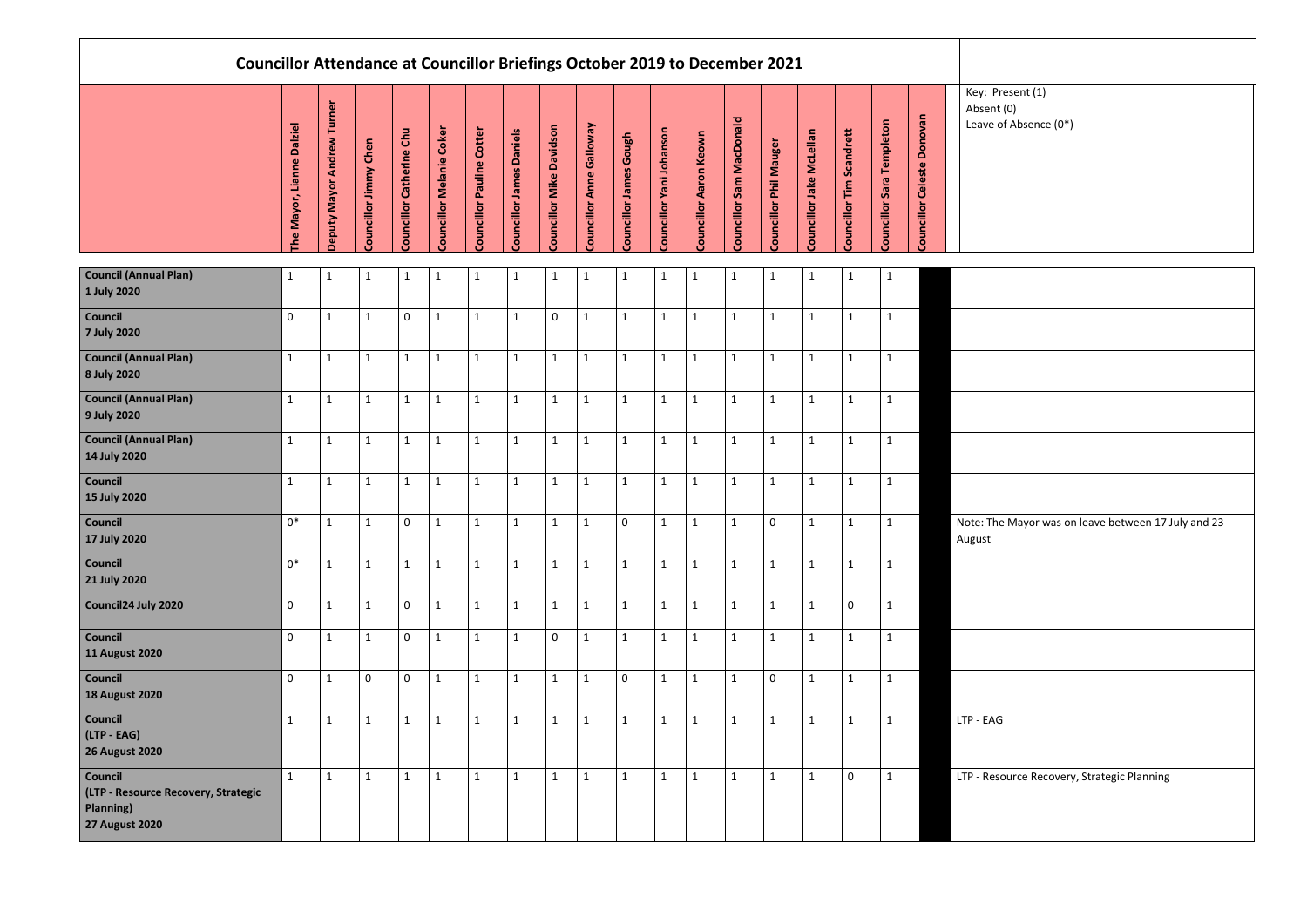# Councillor Attendance at Councillor Briefings October 2019 to December 2021

Key: Present (1)
Absent (0)
Leave of Absence (0*)

| | The Mayor, Lianne Dalziel | Deputy Mayor Andrew Turner | Councillor Jimmy Chen | Councillor Catherine Chu | Councillor Melanie Coker | Councillor Pauline Cotter | Councillor James Daniels | Councillor Mike Davidson | Councillor Anne Galloway | Councillor James Gough | Councillor Yani Johanson | Councillor Aaron Keown | Councillor Sam MacDonald | Councillor Phil Mauger | Councillor Jake McLellan | Councillor Tim Scandrett | Councillor Sara Templeton | Councillor Celeste Donovan | |
|---|---|---|---|---|---|---|---|---|---|---|---|---|---|---|---|---|---|---|---|
| **Council (Annual Plan) 1 July 2020** | 1 | 1 | 1 | 1 | 1 | 1 | 1 | 1 | 1 | 1 | 1 | 1 | 1 | 1 | 1 | 1 | 1 | | |
| **Council 7 July 2020** | 0 | 1 | 1 | 0 | 1 | 1 | 1 | 0 | 1 | 1 | 1 | 1 | 1 | 1 | 1 | 1 | 1 | | |
| **Council (Annual Plan) 8 July 2020** | 1 | 1 | 1 | 1 | 1 | 1 | 1 | 1 | 1 | 1 | 1 | 1 | 1 | 1 | 1 | 1 | 1 | | |
| **Council (Annual Plan) 9 July 2020** | 1 | 1 | 1 | 1 | 1 | 1 | 1 | 1 | 1 | 1 | 1 | 1 | 1 | 1 | 1 | 1 | 1 | | |
| **Council (Annual Plan) 14 July 2020** | 1 | 1 | 1 | 1 | 1 | 1 | 1 | 1 | 1 | 1 | 1 | 1 | 1 | 1 | 1 | 1 | 1 | | |
| **Council 15 July 2020** | 1 | 1 | 1 | 1 | 1 | 1 | 1 | 1 | 1 | 1 | 1 | 1 | 1 | 1 | 1 | 1 | 1 | | |
| **Council 17 July 2020** | 0* | 1 | 1 | 0 | 1 | 1 | 1 | 1 | 1 | 0 | 1 | 1 | 1 | 0 | 1 | 1 | 1 | | Note: The Mayor was on leave between 17 July and 23 August |
| **Council 21 July 2020** | 0* | 1 | 1 | 1 | 1 | 1 | 1 | 1 | 1 | 1 | 1 | 1 | 1 | 1 | 1 | 1 | 1 | | |
| **Council24 July 2020** | 0 | 1 | 1 | 0 | 1 | 1 | 1 | 1 | 1 | 1 | 1 | 1 | 1 | 1 | 1 | 0 | 1 | | |
| **Council 11 August 2020** | 0 | 1 | 1 | 0 | 1 | 1 | 1 | 0 | 1 | 1 | 1 | 1 | 1 | 1 | 1 | 1 | 1 | | |
| **Council 18 August 2020** | 0 | 1 | 0 | 0 | 1 | 1 | 1 | 1 | 1 | 0 | 1 | 1 | 1 | 0 | 1 | 1 | 1 | | |
| **Council (LTP - EAG) 26 August 2020** | 1 | 1 | 1 | 1 | 1 | 1 | 1 | 1 | 1 | 1 | 1 | 1 | 1 | 1 | 1 | 1 | 1 | | LTP - EAG |
| **Council (LTP - Resource Recovery, Strategic Planning) 27 August 2020** | 1 | 1 | 1 | 1 | 1 | 1 | 1 | 1 | 1 | 1 | 1 | 1 | 1 | 1 | 1 | 0 | 1 | | LTP - Resource Recovery, Strategic Planning |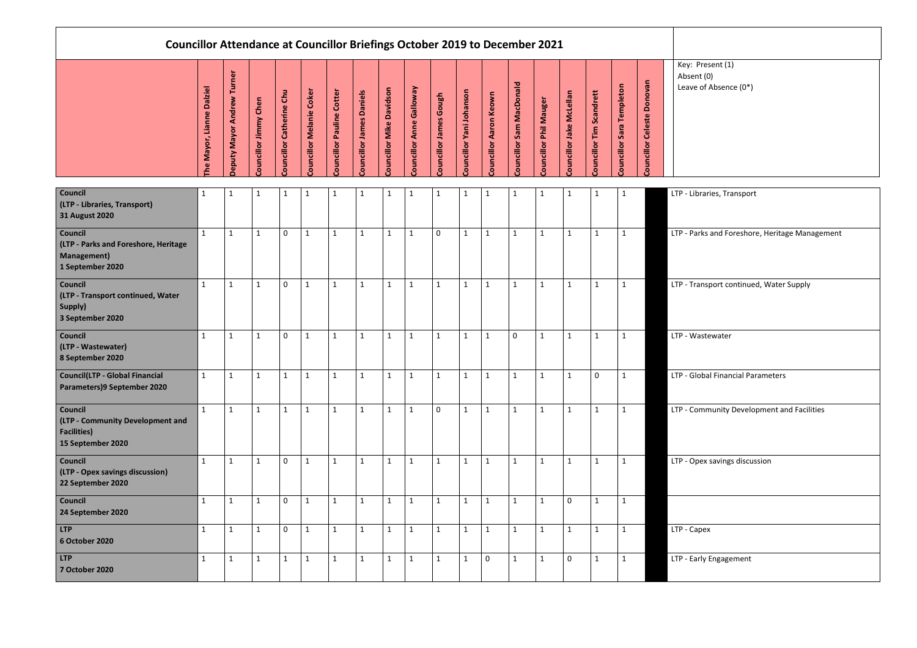## Councillor Attendance at Councillor Briefings October 2019 to December 2021

Key: Present (1)
Absent (0)
Leave of Absence (0*)

| | The Mayor, Lianne Dalziel | Deputy Mayor Andrew Turner | Councillor Jimmy Chen | Councillor Catherine Chu | Councillor Melanie Coker | Councillor Pauline Cotter | Councillor James Daniels | Councillor Mike Davidson | Councillor Anne Galloway | Councillor James Gough | Councillor Yani Johanson | Councillor Aaron Keown | Councillor Sam MacDonald | Councillor Phil Mauger | Councillor Jake McLellan | Councillor Tim Scandrett | Councillor Sara Templeton | Councillor Celeste Donovan | |
|---|---|---|---|---|---|---|---|---|---|---|---|---|---|---|---|---|---|---|---|
| **Council (LTP - Libraries, Transport) 31 August 2020** | 1 | 1 | 1 | 1 | 1 | 1 | 1 | 1 | 1 | 1 | 1 | 1 | 1 | 1 | 1 | 1 | 1 | | LTP - Libraries, Transport |
| **Council (LTP - Parks and Foreshore, Heritage Management) 1 September 2020** | 1 | 1 | 1 | 0 | 1 | 1 | 1 | 1 | 1 | 0 | 1 | 1 | 1 | 1 | 1 | 1 | 1 | | LTP - Parks and Foreshore, Heritage Management |
| **Council (LTP - Transport continued, Water Supply) 3 September 2020** | 1 | 1 | 1 | 0 | 1 | 1 | 1 | 1 | 1 | 1 | 1 | 1 | 1 | 1 | 1 | 1 | 1 | | LTP - Transport continued, Water Supply |
| **Council (LTP - Wastewater) 8 September 2020** | 1 | 1 | 1 | 0 | 1 | 1 | 1 | 1 | 1 | 1 | 1 | 1 | 0 | 1 | 1 | 1 | 1 | | LTP - Wastewater |
| **Council(LTP - Global Financial Parameters)9 September 2020** | 1 | 1 | 1 | 1 | 1 | 1 | 1 | 1 | 1 | 1 | 1 | 1 | 1 | 1 | 1 | 0 | 1 | | LTP - Global Financial Parameters |
| **Council (LTP - Community Development and Facilities) 15 September 2020** | 1 | 1 | 1 | 1 | 1 | 1 | 1 | 1 | 1 | 0 | 1 | 1 | 1 | 1 | 1 | 1 | 1 | | LTP - Community Development and Facilities |
| **Council (LTP - Opex savings discussion) 22 September 2020** | 1 | 1 | 1 | 0 | 1 | 1 | 1 | 1 | 1 | 1 | 1 | 1 | 1 | 1 | 1 | 1 | 1 | | LTP - Opex savings discussion |
| **Council 24 September 2020** | 1 | 1 | 1 | 0 | 1 | 1 | 1 | 1 | 1 | 1 | 1 | 1 | 1 | 1 | 0 | 1 | 1 | | |
| **LTP 6 October 2020** | 1 | 1 | 1 | 0 | 1 | 1 | 1 | 1 | 1 | 1 | 1 | 1 | 1 | 1 | 1 | 1 | 1 | | LTP - Capex |
| **LTP 7 October 2020** | 1 | 1 | 1 | 1 | 1 | 1 | 1 | 1 | 1 | 1 | 1 | 0 | 1 | 1 | 0 | 1 | 1 | | LTP - Early Engagement |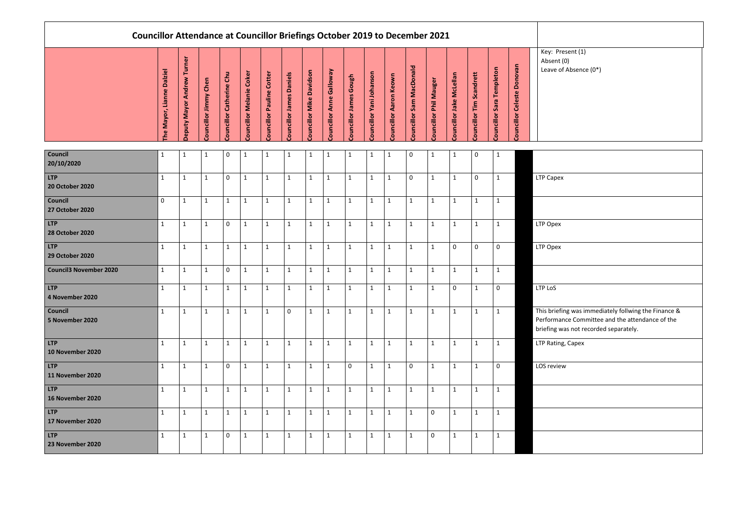# Councillor Attendance at Councillor Briefings October 2019 to December 2021

Key: Present (1)
Absent (0)
Leave of Absence (0*)

| | The Mayor, Lianne Dalziel | Deputy Mayor Andrew Turner | Councillor Jimmy Chen | Councillor Catherine Chu | Councillor Melanie Coker | Councillor Pauline Cotter | Councillor James Daniels | Councillor Mike Davidson | Councillor Anne Galloway | Councillor James Gough | Councillor Yani Johanson | Councillor Aaron Keown | Councillor Sam MacDonald | Councillor Phil Mauger | Councillor Jake McLellan | Councillor Tim Scandrett | Councillor Sara Templeton | Councillor Celeste Donovan | |
|---|---|---|---|---|---|---|---|---|---|---|---|---|---|---|---|---|---|---|---|
| **Council 20/10/2020** | 1 | 1 | 1 | 0 | 1 | 1 | 1 | 1 | 1 | 1 | 1 | 1 | 0 | 1 | 1 | 0 | 1 | | |
| **LTP 20 October 2020** | 1 | 1 | 1 | 0 | 1 | 1 | 1 | 1 | 1 | 1 | 1 | 1 | 0 | 1 | 1 | 0 | 1 | | LTP Capex |
| **Council 27 October 2020** | 0 | 1 | 1 | 1 | 1 | 1 | 1 | 1 | 1 | 1 | 1 | 1 | 1 | 1 | 1 | 1 | 1 | | |
| **LTP 28 October 2020** | 1 | 1 | 1 | 0 | 1 | 1 | 1 | 1 | 1 | 1 | 1 | 1 | 1 | 1 | 1 | 1 | 1 | | LTP Opex |
| **LTP 29 October 2020** | 1 | 1 | 1 | 1 | 1 | 1 | 1 | 1 | 1 | 1 | 1 | 1 | 1 | 1 | 0 | 0 | 0 | | LTP Opex |
| **Council3 November 2020** | 1 | 1 | 1 | 0 | 1 | 1 | 1 | 1 | 1 | 1 | 1 | 1 | 1 | 1 | 1 | 1 | 1 | | |
| **LTP 4 November 2020** | 1 | 1 | 1 | 1 | 1 | 1 | 1 | 1 | 1 | 1 | 1 | 1 | 1 | 1 | 0 | 1 | 0 | | LTP LoS |
| **Council 5 November 2020** | 1 | 1 | 1 | 1 | 1 | 1 | 0 | 1 | 1 | 1 | 1 | 1 | 1 | 1 | 1 | 1 | 1 | | This briefing was immediately follwing the Finance & Performance Committee and the attendance of the briefing was not recorded separately. |
| **LTP 10 November 2020** | 1 | 1 | 1 | 1 | 1 | 1 | 1 | 1 | 1 | 1 | 1 | 1 | 1 | 1 | 1 | 1 | 1 | | LTP Rating, Capex |
| **LTP 11 November 2020** | 1 | 1 | 1 | 0 | 1 | 1 | 1 | 1 | 1 | 0 | 1 | 1 | 0 | 1 | 1 | 1 | 0 | | LOS review |
| **LTP 16 November 2020** | 1 | 1 | 1 | 1 | 1 | 1 | 1 | 1 | 1 | 1 | 1 | 1 | 1 | 1 | 1 | 1 | 1 | | |
| **LTP 17 November 2020** | 1 | 1 | 1 | 1 | 1 | 1 | 1 | 1 | 1 | 1 | 1 | 1 | 1 | 0 | 1 | 1 | 1 | | |
| **LTP 23 November 2020** | 1 | 1 | 1 | 0 | 1 | 1 | 1 | 1 | 1 | 1 | 1 | 1 | 1 | 0 | 1 | 1 | 1 | | |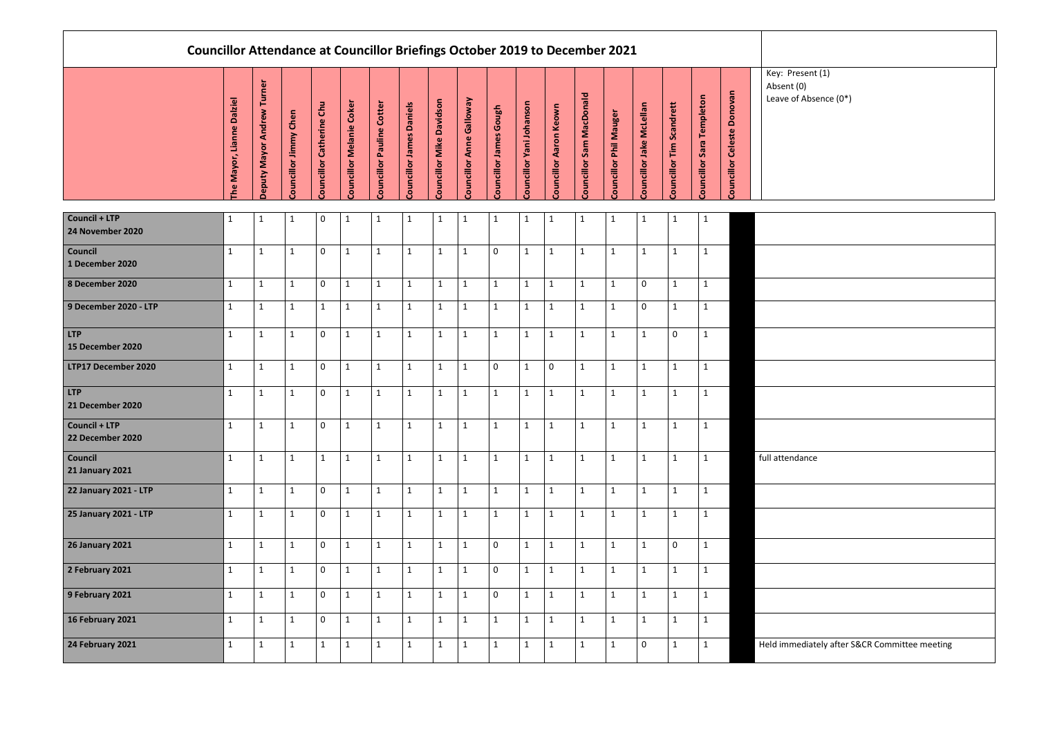# Councillor Attendance at Councillor Briefings October 2019 to December 2021

Key: Present (1)
Absent (0)
Leave of Absence (0*)

| | The Mayor, Lianne Dalziel | Deputy Mayor Andrew Turner | Councillor Jimmy Chen | Councillor Catherine Chu | Councillor Melanie Coker | Councillor Pauline Cotter | Councillor James Daniels | Councillor Mike Davidson | Councillor Anne Galloway | Councillor James Gough | Councillor Yani Johanson | Councillor Aaron Keown | Councillor Sam MacDonald | Councillor Phil Mauger | Councillor Jake McLellan | Councillor Tim Scandrett | Councillor Sara Templeton | Councillor Celeste Donovan | |
|---|---|---|---|---|---|---|---|---|---|---|---|---|---|---|---|---|---|---|---|
| **Council + LTP 24 November 2020** | 1 | 1 | 1 | 0 | 1 | 1 | 1 | 1 | 1 | 1 | 1 | 1 | 1 | 1 | 1 | 1 | 1 | | |
| **Council 1 December 2020** | 1 | 1 | 1 | 0 | 1 | 1 | 1 | 1 | 1 | 0 | 1 | 1 | 1 | 1 | 1 | 1 | 1 | | |
| **8 December 2020** | 1 | 1 | 1 | 0 | 1 | 1 | 1 | 1 | 1 | 1 | 1 | 1 | 1 | 1 | 0 | 1 | 1 | | |
| **9 December 2020 - LTP** | 1 | 1 | 1 | 1 | 1 | 1 | 1 | 1 | 1 | 1 | 1 | 1 | 1 | 1 | 0 | 1 | 1 | | |
| **LTP 15 December 2020** | 1 | 1 | 1 | 0 | 1 | 1 | 1 | 1 | 1 | 1 | 1 | 1 | 1 | 1 | 1 | 0 | 1 | | |
| **LTP17 December 2020** | 1 | 1 | 1 | 0 | 1 | 1 | 1 | 1 | 1 | 0 | 1 | 0 | 1 | 1 | 1 | 1 | 1 | | |
| **LTP 21 December 2020** | 1 | 1 | 1 | 0 | 1 | 1 | 1 | 1 | 1 | 1 | 1 | 1 | 1 | 1 | 1 | 1 | 1 | | |
| **Council + LTP 22 December 2020** | 1 | 1 | 1 | 0 | 1 | 1 | 1 | 1 | 1 | 1 | 1 | 1 | 1 | 1 | 1 | 1 | 1 | | |
| **Council 21 January 2021** | 1 | 1 | 1 | 1 | 1 | 1 | 1 | 1 | 1 | 1 | 1 | 1 | 1 | 1 | 1 | 1 | 1 | | full attendance |
| **22 January 2021 - LTP** | 1 | 1 | 1 | 0 | 1 | 1 | 1 | 1 | 1 | 1 | 1 | 1 | 1 | 1 | 1 | 1 | 1 | | |
| **25 January 2021 - LTP** | 1 | 1 | 1 | 0 | 1 | 1 | 1 | 1 | 1 | 1 | 1 | 1 | 1 | 1 | 1 | 1 | 1 | | |
| **26 January 2021** | 1 | 1 | 1 | 0 | 1 | 1 | 1 | 1 | 1 | 0 | 1 | 1 | 1 | 1 | 1 | 0 | 1 | | |
| **2 February 2021** | 1 | 1 | 1 | 0 | 1 | 1 | 1 | 1 | 1 | 0 | 1 | 1 | 1 | 1 | 1 | 1 | 1 | | |
| **9 February 2021** | 1 | 1 | 1 | 0 | 1 | 1 | 1 | 1 | 1 | 0 | 1 | 1 | 1 | 1 | 1 | 1 | 1 | | |
| **16 February 2021** | 1 | 1 | 1 | 0 | 1 | 1 | 1 | 1 | 1 | 1 | 1 | 1 | 1 | 1 | 1 | 1 | 1 | | |
| **24 February 2021** | 1 | 1 | 1 | 1 | 1 | 1 | 1 | 1 | 1 | 1 | 1 | 1 | 1 | 1 | 0 | 1 | 1 | | Held immediately after S&CR Committee meeting |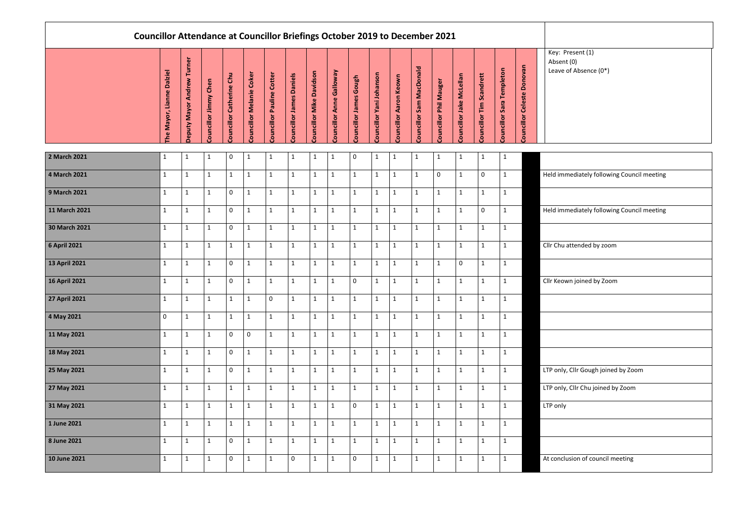# Councillor Attendance at Councillor Briefings October 2019 to December 2021

Key: Present (1)
Absent (0)
Leave of Absence (0*)

| | The Mayor, Lianne Dalziel | Deputy Mayor Andrew Turner | Councillor Jimmy Chen | Councillor Catherine Chu | Councillor Melanie Coker | Councillor Pauline Cotter | Councillor James Daniels | Councillor Mike Davidson | Councillor Anne Galloway | Councillor James Gough | Councillor Yani Johanson | Councillor Aaron Keown | Councillor Sam MacDonald | Councillor Phil Mauger | Councillor Jake McLellan | Councillor Tim Scandrett | Councillor Sara Templeton | Councillor Celeste Donovan | |
|---|---|---|---|---|---|---|---|---|---|---|---|---|---|---|---|---|---|---|---|
| **2 March 2021** | 1 | 1 | 1 | 0 | 1 | 1 | 1 | 1 | 1 | 0 | 1 | 1 | 1 | 1 | 1 | 1 | 1 | | |
| **4 March 2021** | 1 | 1 | 1 | 1 | 1 | 1 | 1 | 1 | 1 | 1 | 1 | 1 | 1 | 0 | 1 | 0 | 1 | | Held immediately following Council meeting |
| **9 March 2021** | 1 | 1 | 1 | 0 | 1 | 1 | 1 | 1 | 1 | 1 | 1 | 1 | 1 | 1 | 1 | 1 | 1 | | |
| **11 March 2021** | 1 | 1 | 1 | 0 | 1 | 1 | 1 | 1 | 1 | 1 | 1 | 1 | 1 | 1 | 1 | 0 | 1 | | Held immediately following Council meeting |
| **30 March 2021** | 1 | 1 | 1 | 0 | 1 | 1 | 1 | 1 | 1 | 1 | 1 | 1 | 1 | 1 | 1 | 1 | 1 | | |
| **6 April 2021** | 1 | 1 | 1 | 1 | 1 | 1 | 1 | 1 | 1 | 1 | 1 | 1 | 1 | 1 | 1 | 1 | 1 | | Cllr Chu attended by zoom |
| **13 April 2021** | 1 | 1 | 1 | 0 | 1 | 1 | 1 | 1 | 1 | 1 | 1 | 1 | 1 | 1 | 0 | 1 | 1 | | |
| **16 April 2021** | 1 | 1 | 1 | 0 | 1 | 1 | 1 | 1 | 1 | 0 | 1 | 1 | 1 | 1 | 1 | 1 | 1 | | Cllr Keown joined by Zoom |
| **27 April 2021** | 1 | 1 | 1 | 1 | 1 | 0 | 1 | 1 | 1 | 1 | 1 | 1 | 1 | 1 | 1 | 1 | 1 | | |
| **4 May 2021** | 0 | 1 | 1 | 1 | 1 | 1 | 1 | 1 | 1 | 1 | 1 | 1 | 1 | 1 | 1 | 1 | 1 | | |
| **11 May 2021** | 1 | 1 | 1 | 0 | 0 | 1 | 1 | 1 | 1 | 1 | 1 | 1 | 1 | 1 | 1 | 1 | 1 | | |
| **18 May 2021** | 1 | 1 | 1 | 0 | 1 | 1 | 1 | 1 | 1 | 1 | 1 | 1 | 1 | 1 | 1 | 1 | 1 | | |
| **25 May 2021** | 1 | 1 | 1 | 0 | 1 | 1 | 1 | 1 | 1 | 1 | 1 | 1 | 1 | 1 | 1 | 1 | 1 | | LTP only, Cllr Gough joined by Zoom |
| **27 May 2021** | 1 | 1 | 1 | 1 | 1 | 1 | 1 | 1 | 1 | 1 | 1 | 1 | 1 | 1 | 1 | 1 | 1 | | LTP only, Cllr Chu joined by Zoom |
| **31 May 2021** | 1 | 1 | 1 | 1 | 1 | 1 | 1 | 1 | 1 | 0 | 1 | 1 | 1 | 1 | 1 | 1 | 1 | | LTP only |
| **1 June 2021** | 1 | 1 | 1 | 1 | 1 | 1 | 1 | 1 | 1 | 1 | 1 | 1 | 1 | 1 | 1 | 1 | 1 | | |
| **8 June 2021** | 1 | 1 | 1 | 0 | 1 | 1 | 1 | 1 | 1 | 1 | 1 | 1 | 1 | 1 | 1 | 1 | 1 | | |
| **10 June 2021** | 1 | 1 | 1 | 0 | 1 | 1 | 0 | 1 | 1 | 0 | 1 | 1 | 1 | 1 | 1 | 1 | 1 | | At conclusion of council meeting |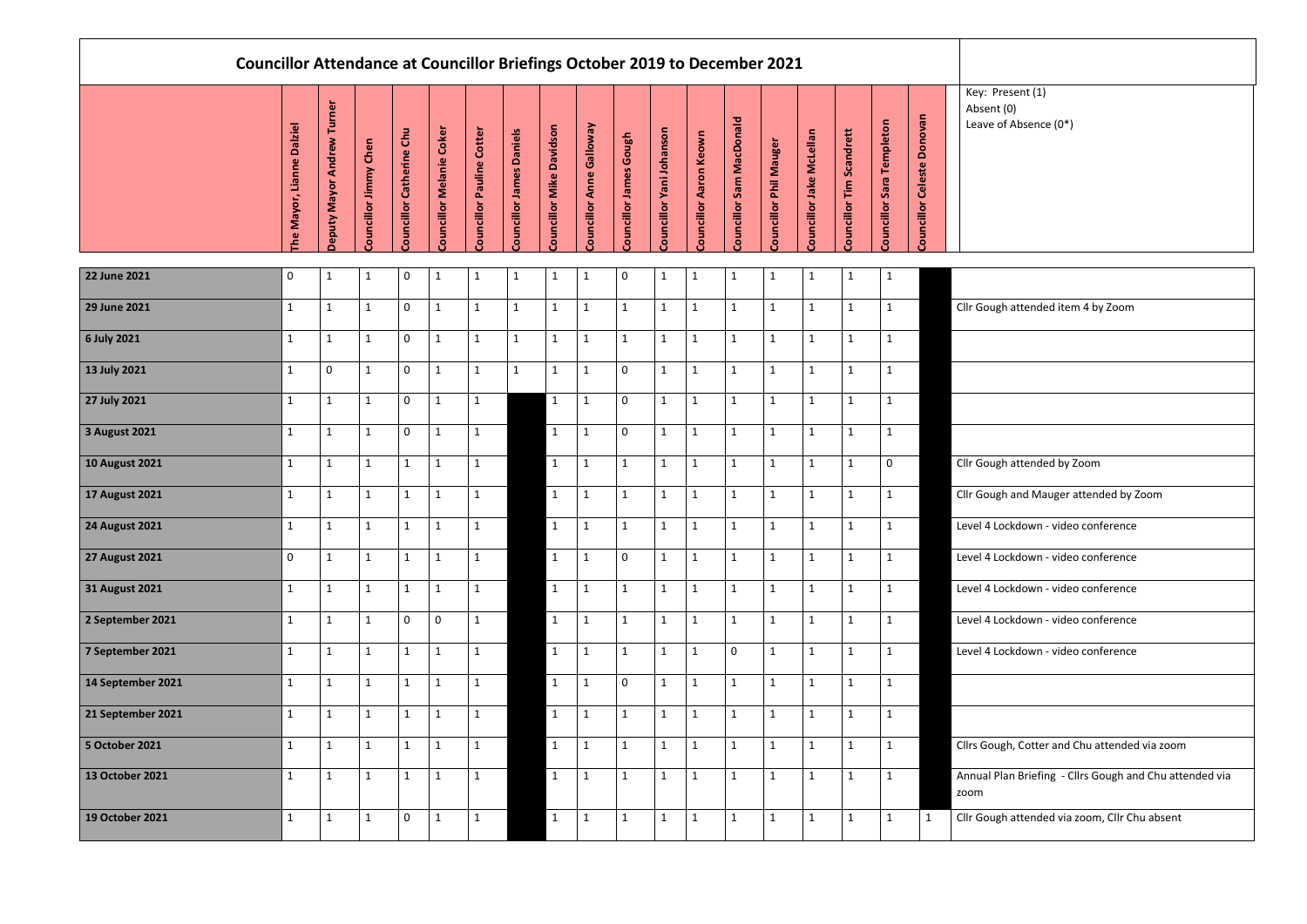# Councillor Attendance at Councillor Briefings October 2019 to December 2021

Key: Present (1)
Absent (0)
Leave of Absence (0*)

| | The Mayor, Lianne Dalziel | Deputy Mayor Andrew Turner | Councillor Jimmy Chen | Councillor Catherine Chu | Councillor Melanie Coker | Councillor Pauline Cotter | Councillor James Daniels | Councillor Mike Davidson | Councillor Anne Galloway | Councillor James Gough | Councillor Yani Johanson | Councillor Aaron Keown | Councillor Sam MacDonald | Councillor Phil Mauger | Councillor Jake McLellan | Councillor Tim Scandrett | Councillor Sara Templeton | Councillor Celeste Donovan | |
|---|---|---|---|---|---|---|---|---|---|---|---|---|---|---|---|---|---|---|---|
| 22 June 2021 | 0 | 1 | 1 | 0 | 1 | 1 | 1 | 1 | 1 | 0 | 1 | 1 | 1 | 1 | 1 | 1 | 1 | | |
| 29 June 2021 | 1 | 1 | 1 | 0 | 1 | 1 | 1 | 1 | 1 | 1 | 1 | 1 | 1 | 1 | 1 | 1 | 1 | | Cllr Gough attended item 4 by Zoom |
| 6 July 2021 | 1 | 1 | 1 | 0 | 1 | 1 | 1 | 1 | 1 | 1 | 1 | 1 | 1 | 1 | 1 | 1 | 1 | | |
| 13 July 2021 | 1 | 0 | 1 | 0 | 1 | 1 | 1 | 1 | 1 | 0 | 1 | 1 | 1 | 1 | 1 | 1 | 1 | | |
| 27 July 2021 | 1 | 1 | 1 | 0 | 1 | 1 | | 1 | 1 | 0 | 1 | 1 | 1 | 1 | 1 | 1 | 1 | | |
| 3 August 2021 | 1 | 1 | 1 | 0 | 1 | 1 | | 1 | 1 | 0 | 1 | 1 | 1 | 1 | 1 | 1 | 1 | | |
| 10 August 2021 | 1 | 1 | 1 | 1 | 1 | 1 | | 1 | 1 | 1 | 1 | 1 | 1 | 1 | 1 | 1 | 0 | | Cllr Gough attended by Zoom |
| 17 August 2021 | 1 | 1 | 1 | 1 | 1 | 1 | | 1 | 1 | 1 | 1 | 1 | 1 | 1 | 1 | 1 | 1 | | Cllr Gough and Mauger attended by Zoom |
| 24 August 2021 | 1 | 1 | 1 | 1 | 1 | 1 | | 1 | 1 | 1 | 1 | 1 | 1 | 1 | 1 | 1 | 1 | | Level 4 Lockdown - video conference |
| 27 August 2021 | 0 | 1 | 1 | 1 | 1 | 1 | | 1 | 1 | 0 | 1 | 1 | 1 | 1 | 1 | 1 | 1 | | Level 4 Lockdown - video conference |
| 31 August 2021 | 1 | 1 | 1 | 1 | 1 | 1 | | 1 | 1 | 1 | 1 | 1 | 1 | 1 | 1 | 1 | 1 | | Level 4 Lockdown - video conference |
| 2 September 2021 | 1 | 1 | 1 | 0 | 0 | 1 | | 1 | 1 | 1 | 1 | 1 | 1 | 1 | 1 | 1 | 1 | | Level 4 Lockdown - video conference |
| 7 September 2021 | 1 | 1 | 1 | 1 | 1 | 1 | | 1 | 1 | 1 | 1 | 1 | 0 | 1 | 1 | 1 | 1 | | Level 4 Lockdown - video conference |
| 14 September 2021 | 1 | 1 | 1 | 1 | 1 | 1 | | 1 | 1 | 0 | 1 | 1 | 1 | 1 | 1 | 1 | 1 | | |
| 21 September 2021 | 1 | 1 | 1 | 1 | 1 | 1 | | 1 | 1 | 1 | 1 | 1 | 1 | 1 | 1 | 1 | 1 | | |
| 5 October 2021 | 1 | 1 | 1 | 1 | 1 | 1 | | 1 | 1 | 1 | 1 | 1 | 1 | 1 | 1 | 1 | 1 | | Cllrs Gough, Cotter and Chu attended via zoom |
| 13 October 2021 | 1 | 1 | 1 | 1 | 1 | 1 | | 1 | 1 | 1 | 1 | 1 | 1 | 1 | 1 | 1 | 1 | | Annual Plan Briefing - Cllrs Gough and Chu attended via zoom |
| 19 October 2021 | 1 | 1 | 1 | 0 | 1 | 1 | | 1 | 1 | 1 | 1 | 1 | 1 | 1 | 1 | 1 | 1 | 1 | Cllr Gough attended via zoom, Cllr Chu absent |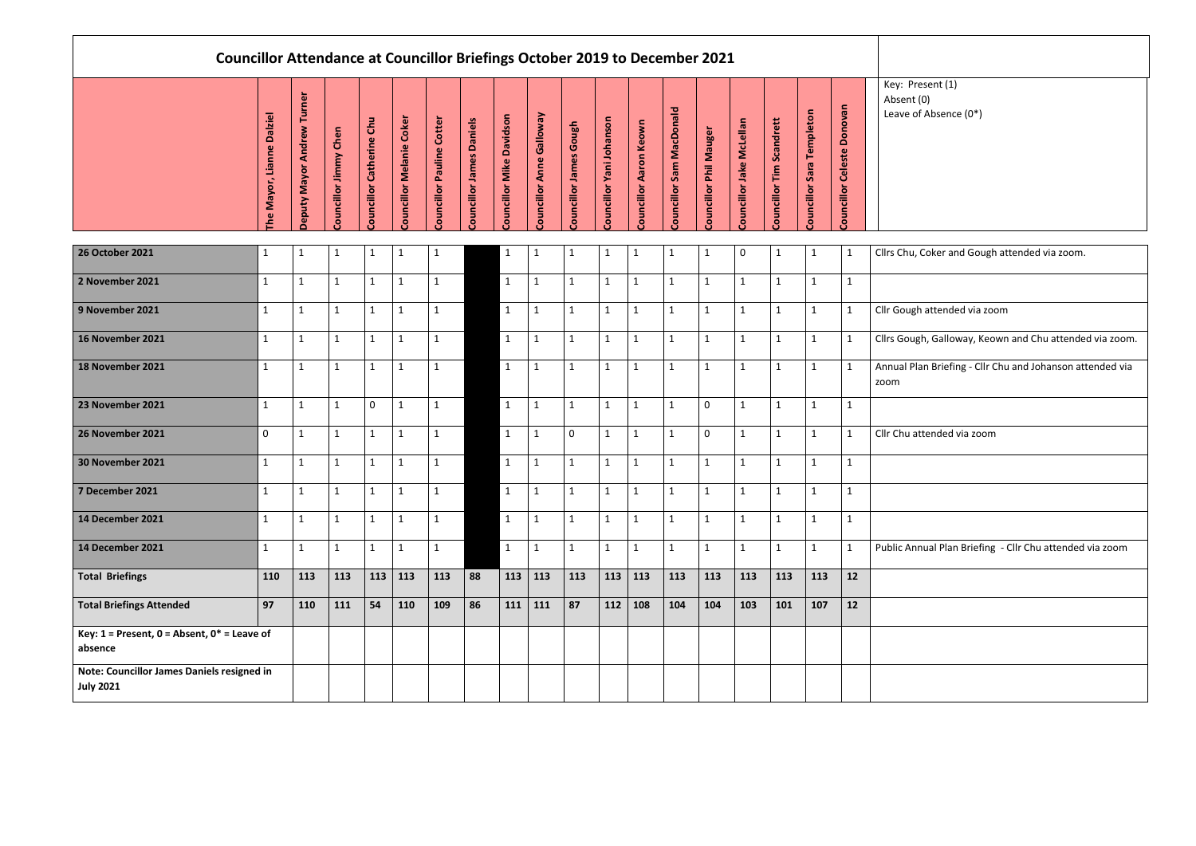# Councillor Attendance at Councillor Briefings October 2019 to December 2021

Key: Present (1)
Absent (0)
Leave of Absence (0*)

| | The Mayor, Lianne Dalziel | Deputy Mayor Andrew Turner | Councillor Jimmy Chen | Councillor Catherine Chu | Councillor Melanie Coker | Councillor Pauline Cotter | Councillor James Daniels | Councillor Mike Davidson | Councillor Anne Galloway | Councillor James Gough | Councillor Yani Johanson | Councillor Aaron Keown | Councillor Sam MacDonald | Councillor Phil Mauger | Councillor Jake McLellan | Councillor Tim Scandrett | Councillor Sara Templeton | Councillor Celeste Donovan | |
|---|---|---|---|---|---|---|---|---|---|---|---|---|---|---|---|---|---|---|---|
| **26 October 2021** | 1 | 1 | 1 | 1 | 1 | 1 | | 1 | 1 | 1 | 1 | 1 | 1 | 1 | 0 | 1 | 1 | 1 | Cllrs Chu, Coker and Gough attended via zoom. |
| **2 November 2021** | 1 | 1 | 1 | 1 | 1 | 1 | | 1 | 1 | 1 | 1 | 1 | 1 | 1 | 1 | 1 | 1 | 1 | |
| **9 November 2021** | 1 | 1 | 1 | 1 | 1 | 1 | | 1 | 1 | 1 | 1 | 1 | 1 | 1 | 1 | 1 | 1 | 1 | Cllr Gough attended via zoom |
| **16 November 2021** | 1 | 1 | 1 | 1 | 1 | 1 | | 1 | 1 | 1 | 1 | 1 | 1 | 1 | 1 | 1 | 1 | 1 | Cllrs Gough, Galloway, Keown and Chu attended via zoom. |
| **18 November 2021** | 1 | 1 | 1 | 1 | 1 | 1 | | 1 | 1 | 1 | 1 | 1 | 1 | 1 | 1 | 1 | 1 | 1 | Annual Plan Briefing - Cllr Chu and Johanson attended via zoom |
| **23 November 2021** | 1 | 1 | 1 | 0 | 1 | 1 | | 1 | 1 | 1 | 1 | 1 | 1 | 0 | 1 | 1 | 1 | 1 | |
| **26 November 2021** | 0 | 1 | 1 | 1 | 1 | 1 | | 1 | 1 | 0 | 1 | 1 | 1 | 0 | 1 | 1 | 1 | 1 | Cllr Chu attended via zoom |
| **30 November 2021** | 1 | 1 | 1 | 1 | 1 | 1 | | 1 | 1 | 1 | 1 | 1 | 1 | 1 | 1 | 1 | 1 | 1 | |
| **7 December 2021** | 1 | 1 | 1 | 1 | 1 | 1 | | 1 | 1 | 1 | 1 | 1 | 1 | 1 | 1 | 1 | 1 | 1 | |
| **14 December 2021** | 1 | 1 | 1 | 1 | 1 | 1 | | 1 | 1 | 1 | 1 | 1 | 1 | 1 | 1 | 1 | 1 | 1 | |
| **14 December 2021** | 1 | 1 | 1 | 1 | 1 | 1 | | 1 | 1 | 1 | 1 | 1 | 1 | 1 | 1 | 1 | 1 | 1 | Public Annual Plan Briefing - Cllr Chu attended via zoom |
| **Total Briefings** | **110** | **113** | **113** | **113** | **113** | **113** | **88** | **113** | **113** | **113** | **113** | **113** | **113** | **113** | **113** | **113** | **113** | **12** | |
| **Total Briefings Attended** | **97** | **110** | **111** | **54** | **110** | **109** | **86** | **111** | **111** | **87** | **112** | **108** | **104** | **104** | **103** | **101** | **107** | **12** | |
| **Key: 1 = Present, 0 = Absent, 0* = Leave of absence** | | | | | | | | | | | | | | | | | | | |
| **Note: Councillor James Daniels resigned in July 2021** | | | | | | | | | | | | | | | | | | | |